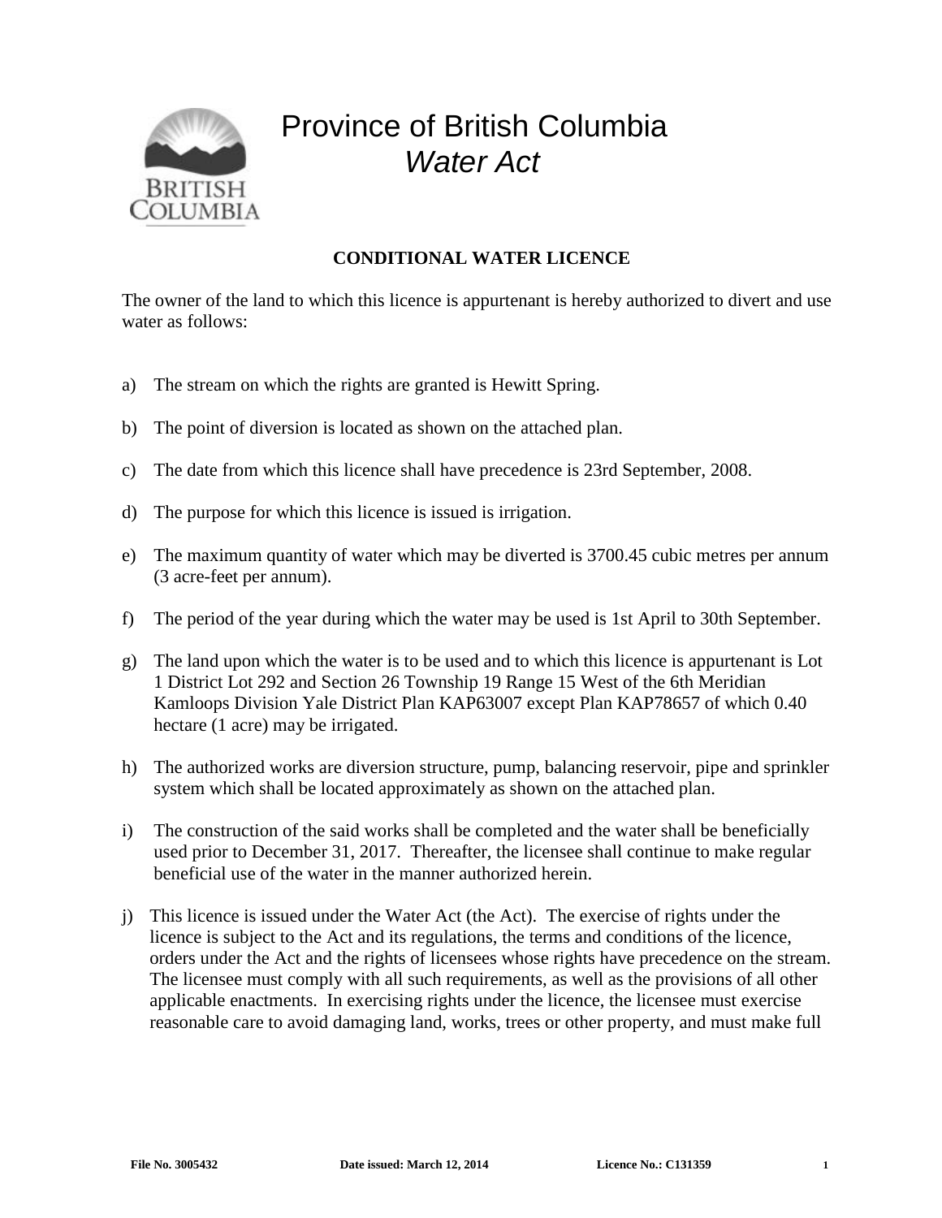# Province of British Columbia

## *Water Act*

### CONDITIONAL WATER LICENCE

The owner of the land to which this licence is appurtenant is hereby authorized to divert and use water as follows:

a) The stream on which the rights are granted is Hewitt Spring.

b) The point of diversion is located as shown on the attached plan.

c) The date from which this licence shall have precedence is 23rd September, 2008.

d) The purpose for which this licence is issued is irrigation.

e) The maximum quantity of water which may be diverted is 3700.45 cubic metres per annum (3 acre-feet per annum).

f) The period of the year during which the water may be used is 1st April to 30th September.

g) The land upon which the water is to be used and to which this licence is appurtenant is Lot 1 District Lot 292 and Section 26 Township 19 Range 15 West of the 6th Meridian Kamloops Division Yale District Plan KAP63007 except Plan KAP78657 of which 0.40 hectare (1 acre) may be irrigated.

h) The authorized works are diversion structure, pump, balancing reservoir, pipe and sprinkler system which shall be located approximately as shown on the attached plan.

i) The construction of the said works shall be completed and the water shall be beneficially used prior to December 31, 2017. Thereafter, the licensee shall continue to make regular beneficial use of the water in the manner authorized herein.

j) This licence is issued under the Water Act (the Act). The exercise of rights under the licence is subject to the Act and its regulations, the terms and conditions of the licence, orders under the Act and the rights of licensees whose rights have precedence on the stream. The licensee must comply with all such requirements, as well as the provisions of all other applicable enactments. In exercising rights under the licence, the licensee must exercise reasonable care to avoid damaging land, works, trees or other property, and must make full

File No. 3005432 Date issued: March 12, 2014 Licence No.: C131359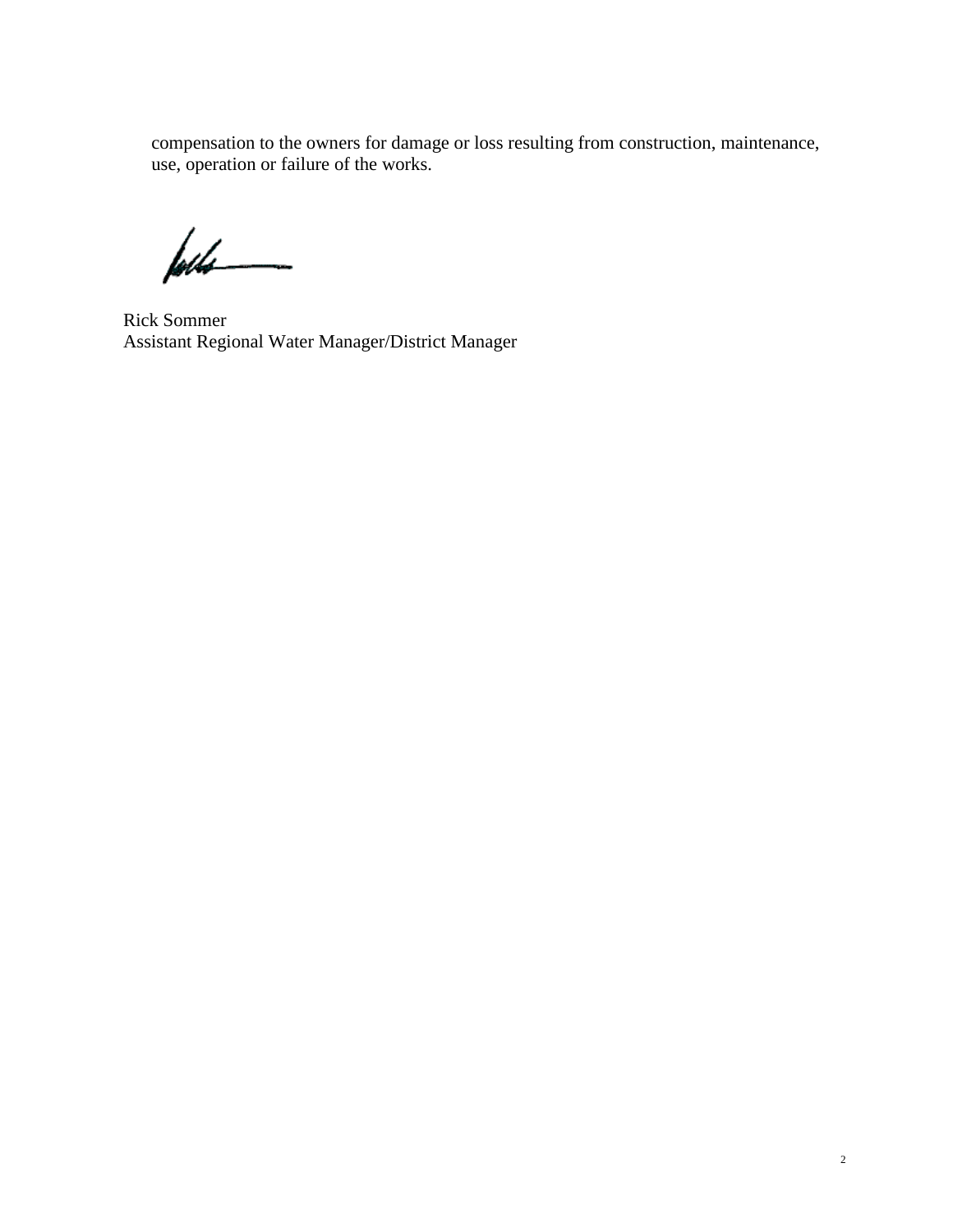compensation to the owners for damage or loss resulting from construction, maintenance, use, operation or failure of the works.

Rick Sommer
Assistant Regional Water Manager/District Manager